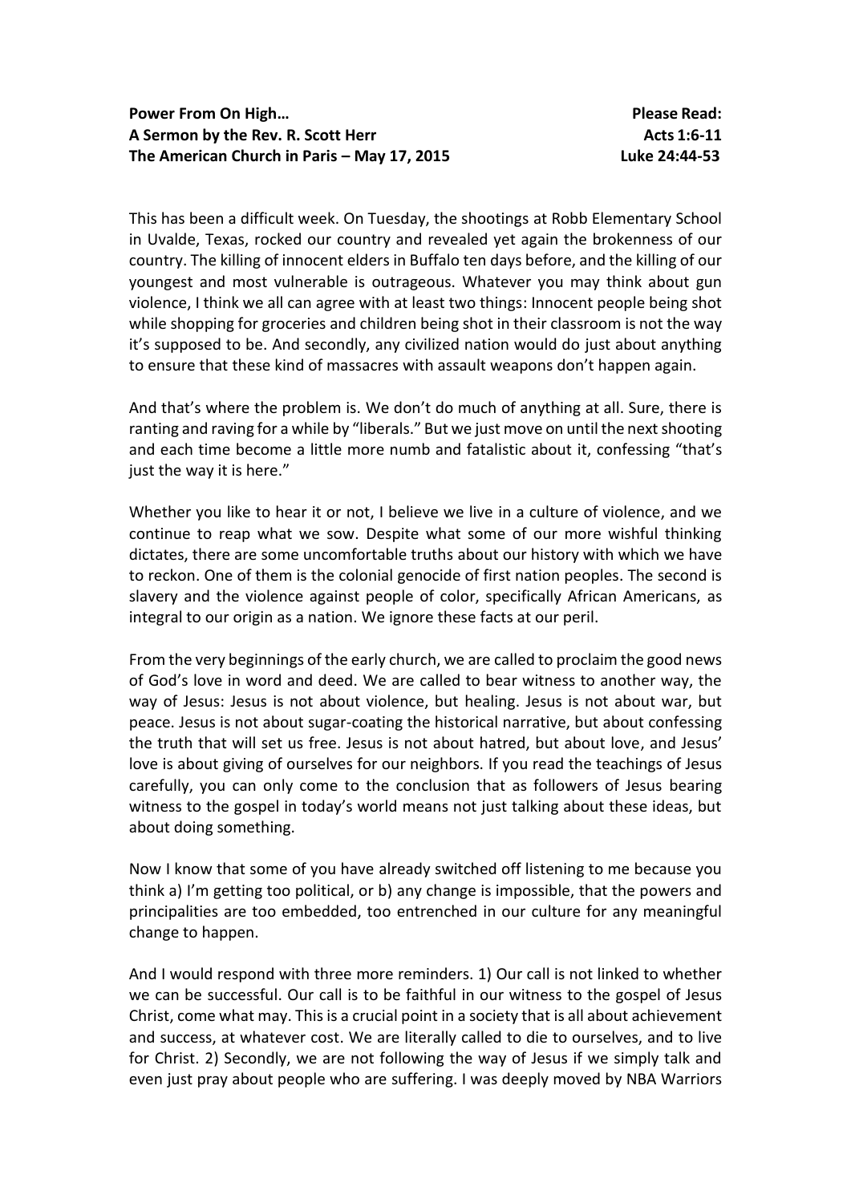**Power From On High…**
**A Sermon by the Rev. R. Scott Herr**
**The American Church in Paris – May 17, 2015**

**Please Read:**
**Acts 1:6-11**
**Luke 24:44-53**

This has been a difficult week. On Tuesday, the shootings at Robb Elementary School in Uvalde, Texas, rocked our country and revealed yet again the brokenness of our country. The killing of innocent elders in Buffalo ten days before, and the killing of our youngest and most vulnerable is outrageous. Whatever you may think about gun violence, I think we all can agree with at least two things: Innocent people being shot while shopping for groceries and children being shot in their classroom is not the way it's supposed to be. And secondly, any civilized nation would do just about anything to ensure that these kind of massacres with assault weapons don't happen again.

And that's where the problem is. We don't do much of anything at all. Sure, there is ranting and raving for a while by "liberals." But we just move on until the next shooting and each time become a little more numb and fatalistic about it, confessing "that's just the way it is here."

Whether you like to hear it or not, I believe we live in a culture of violence, and we continue to reap what we sow. Despite what some of our more wishful thinking dictates, there are some uncomfortable truths about our history with which we have to reckon. One of them is the colonial genocide of first nation peoples. The second is slavery and the violence against people of color, specifically African Americans, as integral to our origin as a nation. We ignore these facts at our peril.

From the very beginnings of the early church, we are called to proclaim the good news of God's love in word and deed. We are called to bear witness to another way, the way of Jesus: Jesus is not about violence, but healing. Jesus is not about war, but peace. Jesus is not about sugar-coating the historical narrative, but about confessing the truth that will set us free. Jesus is not about hatred, but about love, and Jesus' love is about giving of ourselves for our neighbors. If you read the teachings of Jesus carefully, you can only come to the conclusion that as followers of Jesus bearing witness to the gospel in today's world means not just talking about these ideas, but about doing something.

Now I know that some of you have already switched off listening to me because you think a) I'm getting too political, or b) any change is impossible, that the powers and principalities are too embedded, too entrenched in our culture for any meaningful change to happen.

And I would respond with three more reminders. 1) Our call is not linked to whether we can be successful. Our call is to be faithful in our witness to the gospel of Jesus Christ, come what may. This is a crucial point in a society that is all about achievement and success, at whatever cost. We are literally called to die to ourselves, and to live for Christ. 2) Secondly, we are not following the way of Jesus if we simply talk and even just pray about people who are suffering. I was deeply moved by NBA Warriors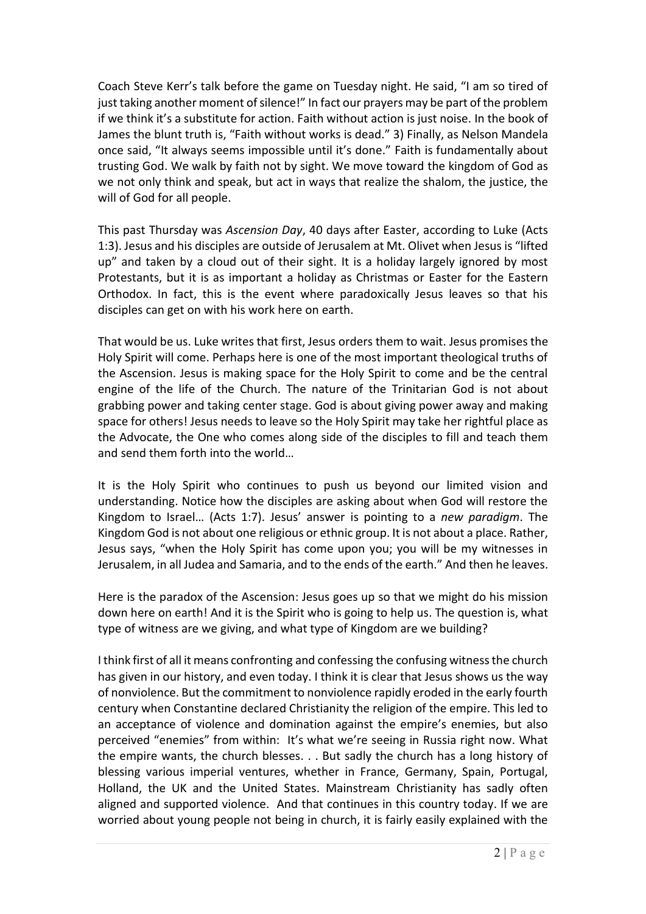Coach Steve Kerr's talk before the game on Tuesday night. He said, "I am so tired of just taking another moment of silence!" In fact our prayers may be part of the problem if we think it's a substitute for action. Faith without action is just noise. In the book of James the blunt truth is, "Faith without works is dead." 3) Finally, as Nelson Mandela once said, "It always seems impossible until it's done." Faith is fundamentally about trusting God. We walk by faith not by sight. We move toward the kingdom of God as we not only think and speak, but act in ways that realize the shalom, the justice, the will of God for all people.

This past Thursday was *Ascension Day*, 40 days after Easter, according to Luke (Acts 1:3). Jesus and his disciples are outside of Jerusalem at Mt. Olivet when Jesus is "lifted up" and taken by a cloud out of their sight. It is a holiday largely ignored by most Protestants, but it is as important a holiday as Christmas or Easter for the Eastern Orthodox. In fact, this is the event where paradoxically Jesus leaves so that his disciples can get on with his work here on earth.

That would be us. Luke writes that first, Jesus orders them to wait. Jesus promises the Holy Spirit will come. Perhaps here is one of the most important theological truths of the Ascension. Jesus is making space for the Holy Spirit to come and be the central engine of the life of the Church. The nature of the Trinitarian God is not about grabbing power and taking center stage. God is about giving power away and making space for others! Jesus needs to leave so the Holy Spirit may take her rightful place as the Advocate, the One who comes along side of the disciples to fill and teach them and send them forth into the world…

It is the Holy Spirit who continues to push us beyond our limited vision and understanding. Notice how the disciples are asking about when God will restore the Kingdom to Israel… (Acts 1:7). Jesus' answer is pointing to a *new paradigm*. The Kingdom God is not about one religious or ethnic group. It is not about a place. Rather, Jesus says, "when the Holy Spirit has come upon you; you will be my witnesses in Jerusalem, in all Judea and Samaria, and to the ends of the earth." And then he leaves.

Here is the paradox of the Ascension: Jesus goes up so that we might do his mission down here on earth! And it is the Spirit who is going to help us. The question is, what type of witness are we giving, and what type of Kingdom are we building?

I think first of all it means confronting and confessing the confusing witness the church has given in our history, and even today. I think it is clear that Jesus shows us the way of nonviolence. But the commitment to nonviolence rapidly eroded in the early fourth century when Constantine declared Christianity the religion of the empire. This led to an acceptance of violence and domination against the empire's enemies, but also perceived "enemies" from within: It's what we're seeing in Russia right now. What the empire wants, the church blesses. . . But sadly the church has a long history of blessing various imperial ventures, whether in France, Germany, Spain, Portugal, Holland, the UK and the United States. Mainstream Christianity has sadly often aligned and supported violence. And that continues in this country today. If we are worried about young people not being in church, it is fairly easily explained with the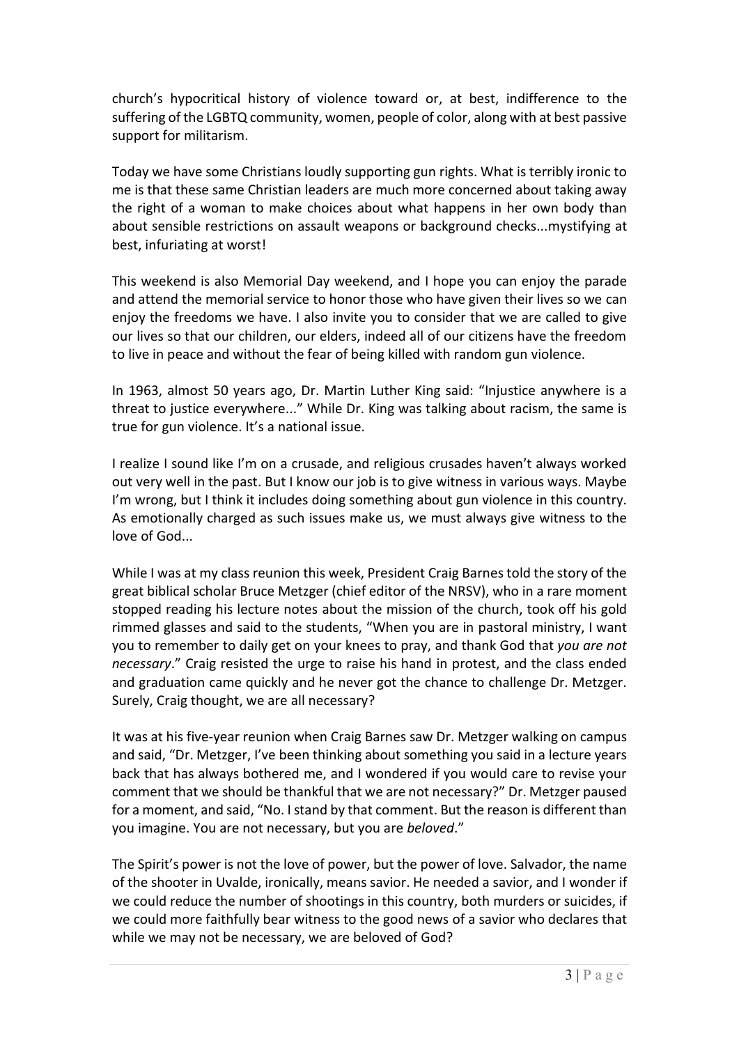church's hypocritical history of violence toward or, at best, indifference to the suffering of the LGBTQ community, women, people of color, along with at best passive support for militarism.

Today we have some Christians loudly supporting gun rights. What is terribly ironic to me is that these same Christian leaders are much more concerned about taking away the right of a woman to make choices about what happens in her own body than about sensible restrictions on assault weapons or background checks...mystifying at best, infuriating at worst!

This weekend is also Memorial Day weekend, and I hope you can enjoy the parade and attend the memorial service to honor those who have given their lives so we can enjoy the freedoms we have. I also invite you to consider that we are called to give our lives so that our children, our elders, indeed all of our citizens have the freedom to live in peace and without the fear of being killed with random gun violence.

In 1963, almost 50 years ago, Dr. Martin Luther King said: "Injustice anywhere is a threat to justice everywhere..." While Dr. King was talking about racism, the same is true for gun violence. It's a national issue.

I realize I sound like I'm on a crusade, and religious crusades haven't always worked out very well in the past. But I know our job is to give witness in various ways. Maybe I'm wrong, but I think it includes doing something about gun violence in this country. As emotionally charged as such issues make us, we must always give witness to the love of God...

While I was at my class reunion this week, President Craig Barnes told the story of the great biblical scholar Bruce Metzger (chief editor of the NRSV), who in a rare moment stopped reading his lecture notes about the mission of the church, took off his gold rimmed glasses and said to the students, "When you are in pastoral ministry, I want you to remember to daily get on your knees to pray, and thank God that *you are not necessary*." Craig resisted the urge to raise his hand in protest, and the class ended and graduation came quickly and he never got the chance to challenge Dr. Metzger. Surely, Craig thought, we are all necessary?

It was at his five-year reunion when Craig Barnes saw Dr. Metzger walking on campus and said, "Dr. Metzger, I've been thinking about something you said in a lecture years back that has always bothered me, and I wondered if you would care to revise your comment that we should be thankful that we are not necessary?" Dr. Metzger paused for a moment, and said, "No. I stand by that comment. But the reason is different than you imagine. You are not necessary, but you are *beloved*."

The Spirit's power is not the love of power, but the power of love. Salvador, the name of the shooter in Uvalde, ironically, means savior. He needed a savior, and I wonder if we could reduce the number of shootings in this country, both murders or suicides, if we could more faithfully bear witness to the good news of a savior who declares that while we may not be necessary, we are beloved of God?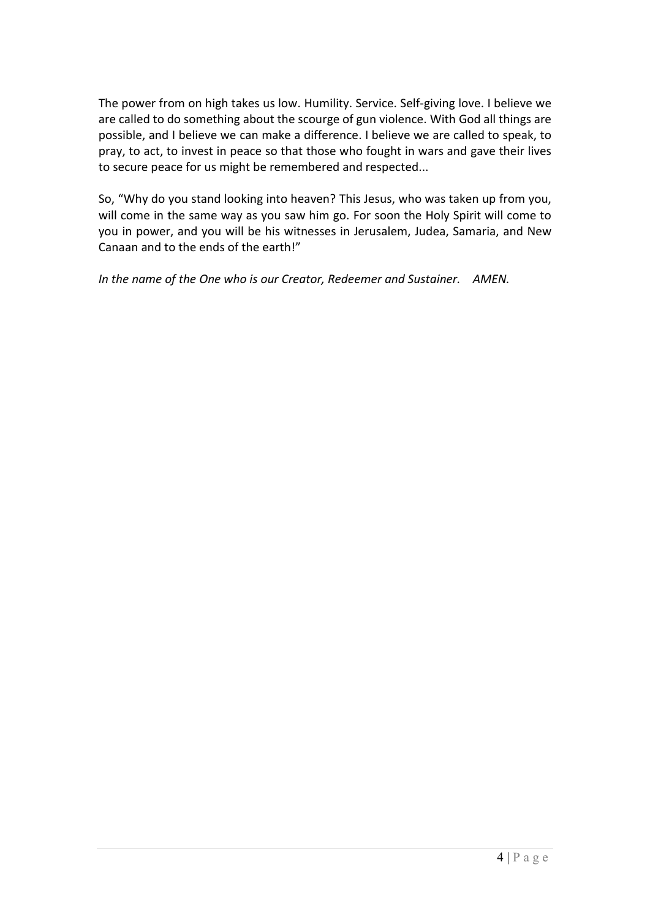The power from on high takes us low. Humility. Service. Self-giving love. I believe we are called to do something about the scourge of gun violence. With God all things are possible, and I believe we can make a difference. I believe we are called to speak, to pray, to act, to invest in peace so that those who fought in wars and gave their lives to secure peace for us might be remembered and respected...

So, "Why do you stand looking into heaven? This Jesus, who was taken up from you, will come in the same way as you saw him go. For soon the Holy Spirit will come to you in power, and you will be his witnesses in Jerusalem, Judea, Samaria, and New Canaan and to the ends of the earth!"

*In the name of the One who is our Creator, Redeemer and Sustainer. AMEN.*